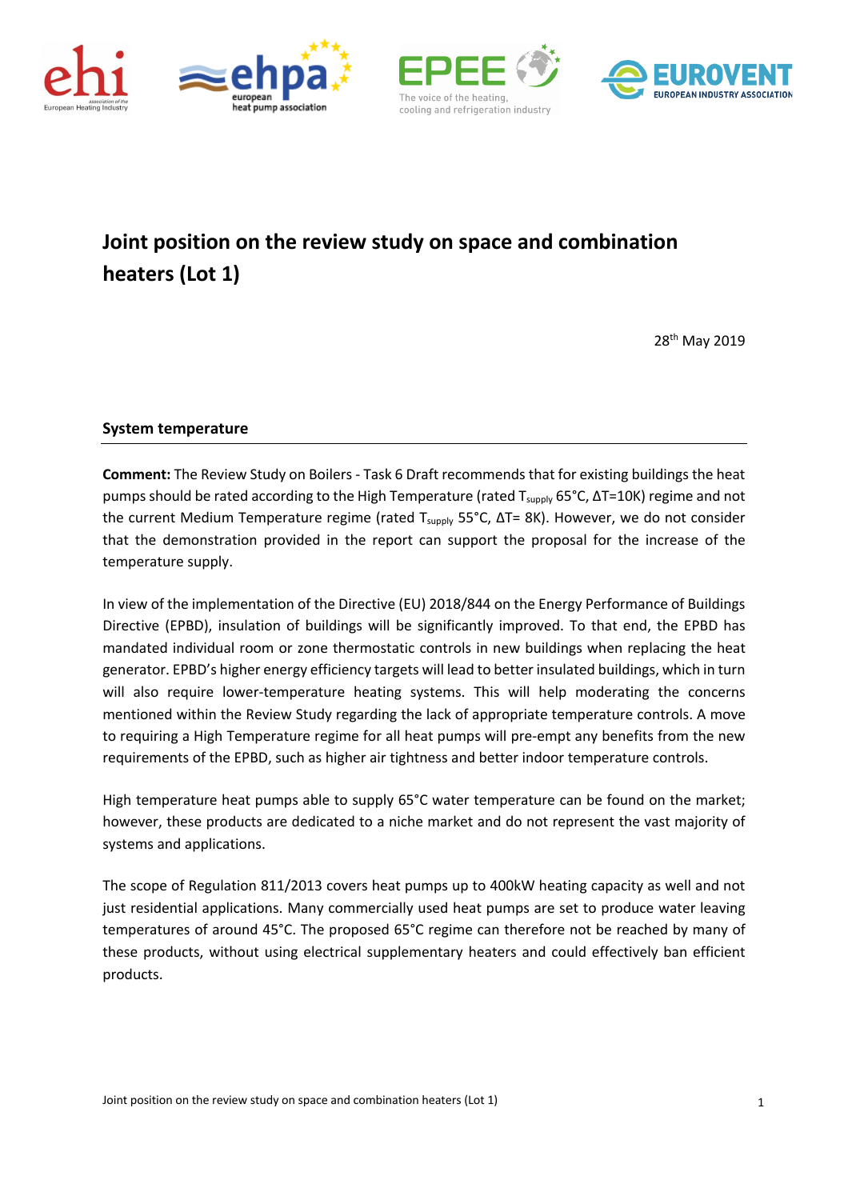# Joint position on the review study on space and combination heaters (Lot 1)

28th May 2019

## System temperature

**Comment:** The Review Study on Boilers - Task 6 Draft recommends that for existing buildings the heat pumps should be rated according to the High Temperature (rated $T_{supply}$ 65°C, ΔT=10K) regime and not the current Medium Temperature regime (rated $T_{supply}$ 55°C, ΔT= 8K). However, we do not consider that the demonstration provided in the report can support the proposal for the increase of the temperature supply.

In view of the implementation of the Directive (EU) 2018/844 on the Energy Performance of Buildings Directive (EPBD), insulation of buildings will be significantly improved. To that end, the EPBD has mandated individual room or zone thermostatic controls in new buildings when replacing the heat generator. EPBD's higher energy efficiency targets will lead to better insulated buildings, which in turn will also require lower-temperature heating systems. This will help moderating the concerns mentioned within the Review Study regarding the lack of appropriate temperature controls. A move to requiring a High Temperature regime for all heat pumps will pre-empt any benefits from the new requirements of the EPBD, such as higher air tightness and better indoor temperature controls.

High temperature heat pumps able to supply 65°C water temperature can be found on the market; however, these products are dedicated to a niche market and do not represent the vast majority of systems and applications.

The scope of Regulation 811/2013 covers heat pumps up to 400kW heating capacity as well and not just residential applications. Many commercially used heat pumps are set to produce water leaving temperatures of around 45°C. The proposed 65°C regime can therefore not be reached by many of these products, without using electrical supplementary heaters and could effectively ban efficient products.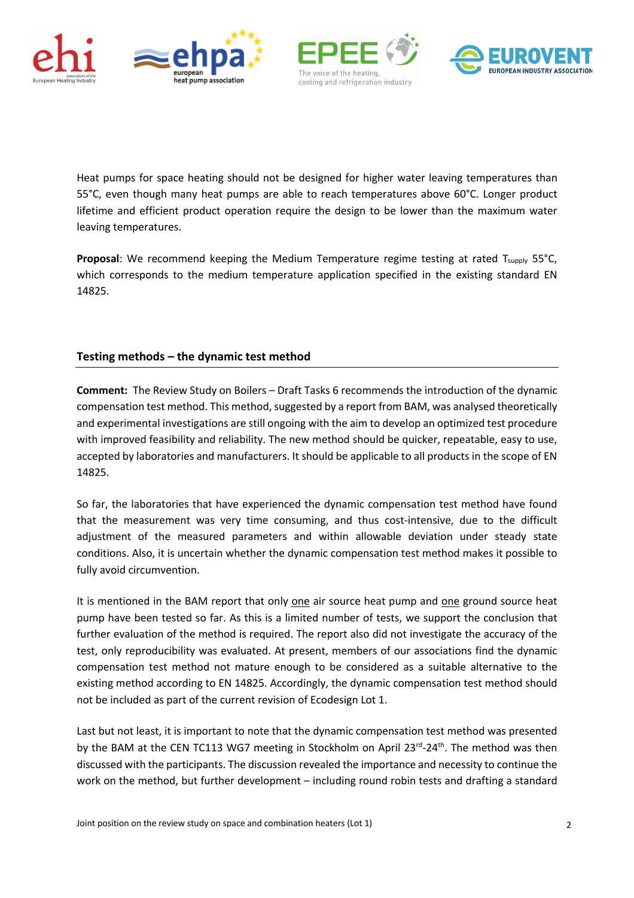Heat pumps for space heating should not be designed for higher water leaving temperatures than 55°C, even though many heat pumps are able to reach temperatures above 60°C. Longer product lifetime and efficient product operation require the design to be lower than the maximum water leaving temperatures.

**Proposal**: We recommend keeping the Medium Temperature regime testing at rated $T_{supply}$ 55°C, which corresponds to the medium temperature application specified in the existing standard EN 14825.

## Testing methods – the dynamic test method

**Comment:** The Review Study on Boilers – Draft Tasks 6 recommends the introduction of the dynamic compensation test method. This method, suggested by a report from BAM, was analysed theoretically and experimental investigations are still ongoing with the aim to develop an optimized test procedure with improved feasibility and reliability. The new method should be quicker, repeatable, easy to use, accepted by laboratories and manufacturers. It should be applicable to all products in the scope of EN 14825.

So far, the laboratories that have experienced the dynamic compensation test method have found that the measurement was very time consuming, and thus cost-intensive, due to the difficult adjustment of the measured parameters and within allowable deviation under steady state conditions. Also, it is uncertain whether the dynamic compensation test method makes it possible to fully avoid circumvention.

It is mentioned in the BAM report that only <u>one</u> air source heat pump and <u>one</u> ground source heat pump have been tested so far. As this is a limited number of tests, we support the conclusion that further evaluation of the method is required. The report also did not investigate the accuracy of the test, only reproducibility was evaluated. At present, members of our associations find the dynamic compensation test method not mature enough to be considered as a suitable alternative to the existing method according to EN 14825. Accordingly, the dynamic compensation test method should not be included as part of the current revision of Ecodesign Lot 1.

Last but not least, it is important to note that the dynamic compensation test method was presented by the BAM at the CEN TC113 WG7 meeting in Stockholm on April 23rd-24th. The method was then discussed with the participants. The discussion revealed the importance and necessity to continue the work on the method, but further development – including round robin tests and drafting a standard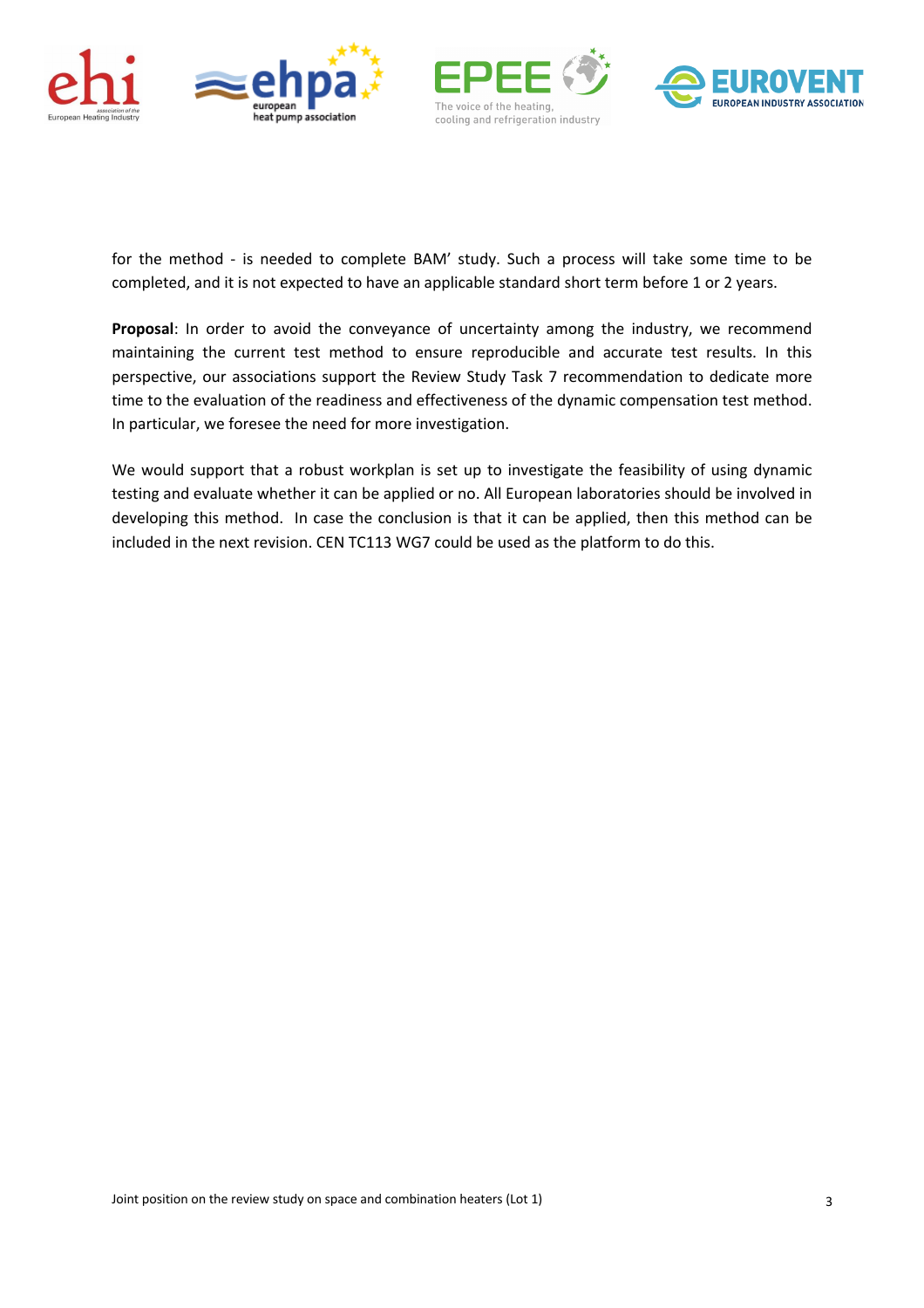for the method - is needed to complete BAM' study. Such a process will take some time to be completed, and it is not expected to have an applicable standard short term before 1 or 2 years.

**Proposal**: In order to avoid the conveyance of uncertainty among the industry, we recommend maintaining the current test method to ensure reproducible and accurate test results. In this perspective, our associations support the Review Study Task 7 recommendation to dedicate more time to the evaluation of the readiness and effectiveness of the dynamic compensation test method. In particular, we foresee the need for more investigation.

We would support that a robust workplan is set up to investigate the feasibility of using dynamic testing and evaluate whether it can be applied or no. All European laboratories should be involved in developing this method. In case the conclusion is that it can be applied, then this method can be included in the next revision. CEN TC113 WG7 could be used as the platform to do this.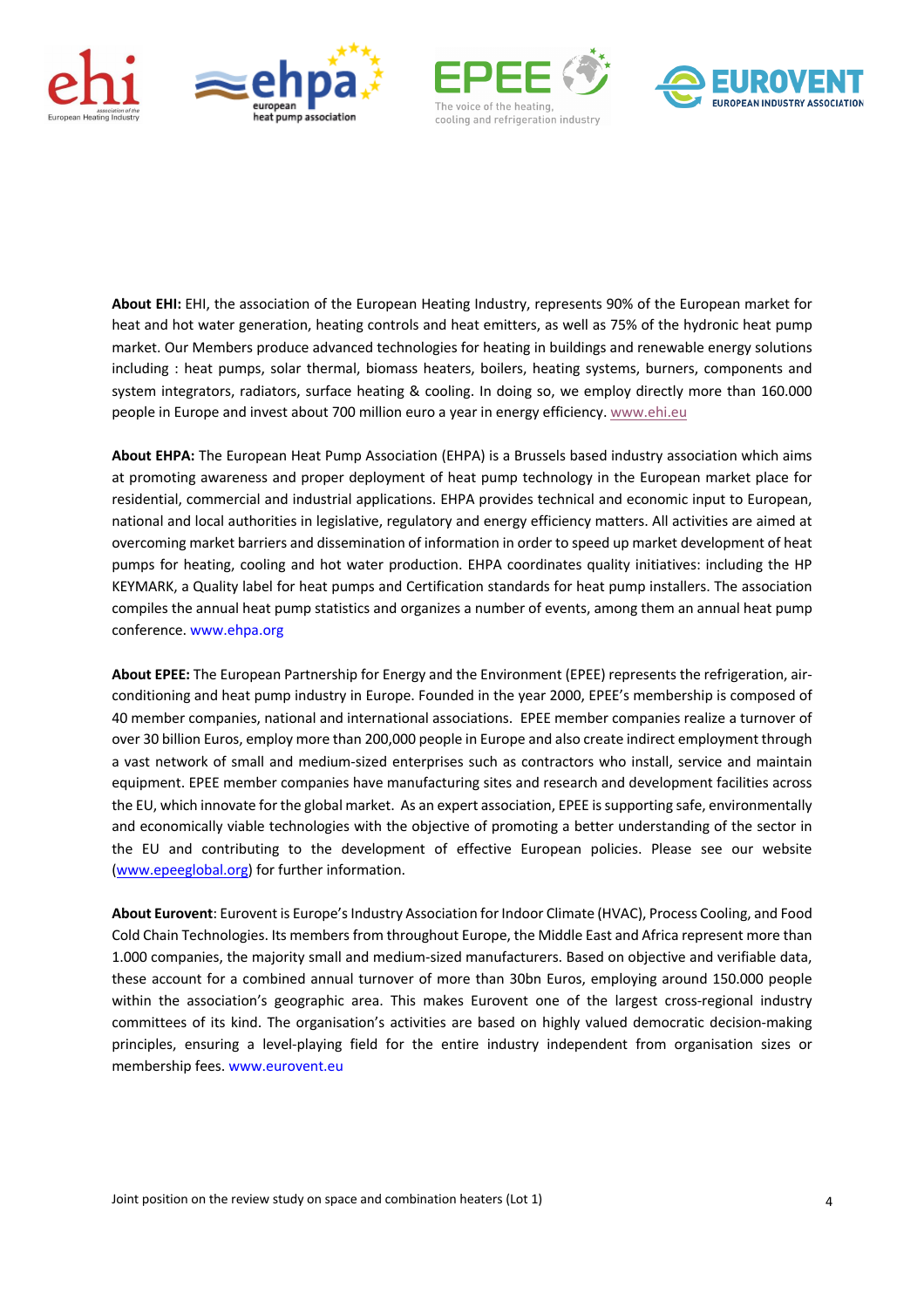**About EHI:** EHI, the association of the European Heating Industry, represents 90% of the European market for heat and hot water generation, heating controls and heat emitters, as well as 75% of the hydronic heat pump market. Our Members produce advanced technologies for heating in buildings and renewable energy solutions including : heat pumps, solar thermal, biomass heaters, boilers, heating systems, burners, components and system integrators, radiators, surface heating & cooling. In doing so, we employ directly more than 160.000 people in Europe and invest about 700 million euro a year in energy efficiency. www.ehi.eu

**About EHPA:** The European Heat Pump Association (EHPA) is a Brussels based industry association which aims at promoting awareness and proper deployment of heat pump technology in the European market place for residential, commercial and industrial applications. EHPA provides technical and economic input to European, national and local authorities in legislative, regulatory and energy efficiency matters. All activities are aimed at overcoming market barriers and dissemination of information in order to speed up market development of heat pumps for heating, cooling and hot water production. EHPA coordinates quality initiatives: including the HP KEYMARK, a Quality label for heat pumps and Certification standards for heat pump installers. The association compiles the annual heat pump statistics and organizes a number of events, among them an annual heat pump conference. www.ehpa.org

**About EPEE:** The European Partnership for Energy and the Environment (EPEE) represents the refrigeration, air-conditioning and heat pump industry in Europe. Founded in the year 2000, EPEE's membership is composed of 40 member companies, national and international associations. EPEE member companies realize a turnover of over 30 billion Euros, employ more than 200,000 people in Europe and also create indirect employment through a vast network of small and medium-sized enterprises such as contractors who install, service and maintain equipment. EPEE member companies have manufacturing sites and research and development facilities across the EU, which innovate for the global market. As an expert association, EPEE is supporting safe, environmentally and economically viable technologies with the objective of promoting a better understanding of the sector in the EU and contributing to the development of effective European policies. Please see our website (www.epeeglobal.org) for further information.

**About Eurovent**: Eurovent is Europe's Industry Association for Indoor Climate (HVAC), Process Cooling, and Food Cold Chain Technologies. Its members from throughout Europe, the Middle East and Africa represent more than 1.000 companies, the majority small and medium-sized manufacturers. Based on objective and verifiable data, these account for a combined annual turnover of more than 30bn Euros, employing around 150.000 people within the association's geographic area. This makes Eurovent one of the largest cross-regional industry committees of its kind. The organisation's activities are based on highly valued democratic decision-making principles, ensuring a level-playing field for the entire industry independent from organisation sizes or membership fees. www.eurovent.eu